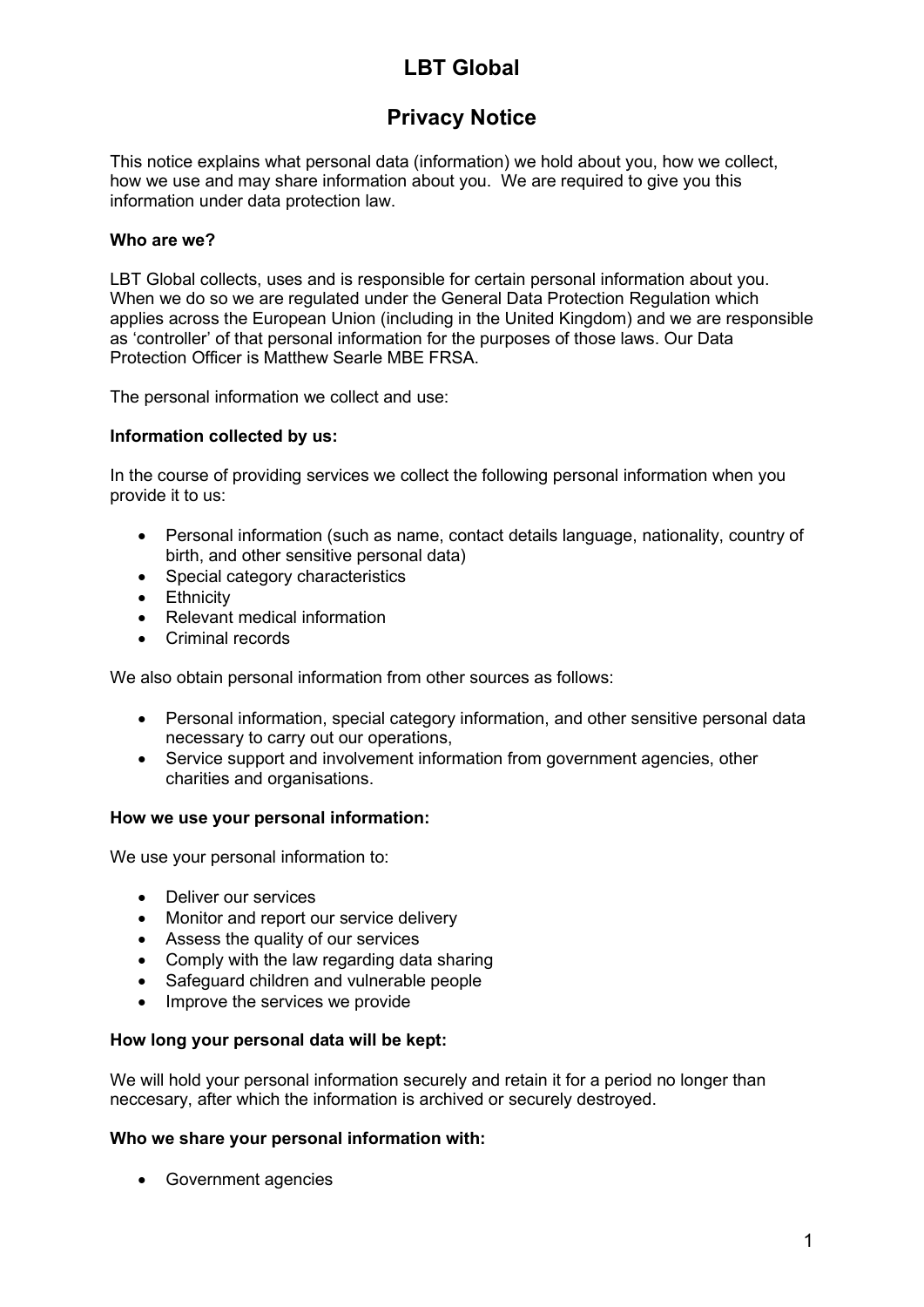# LBT Global

## Privacy Notice

This notice explains what personal data (information) we hold about you, how we collect, how we use and may share information about you. We are required to give you this information under data protection law.

**Who are we?**

LBT Global collects, uses and is responsible for certain personal information about you. When we do so we are regulated under the General Data Protection Regulation which applies across the European Union (including in the United Kingdom) and we are responsible as 'controller' of that personal information for the purposes of those laws. Our Data Protection Officer is Matthew Searle MBE FRSA.

The personal information we collect and use:

**Information collected by us:**

In the course of providing services we collect the following personal information when you provide it to us:

- Personal information (such as name, contact details language, nationality, country of birth, and other sensitive personal data)
- Special category characteristics
- Ethnicity
- Relevant medical information
- Criminal records

We also obtain personal information from other sources as follows:

- Personal information, special category information, and other sensitive personal data necessary to carry out our operations,
- Service support and involvement information from government agencies, other charities and organisations.

**How we use your personal information:**

We use your personal information to:

- Deliver our services
- Monitor and report our service delivery
- Assess the quality of our services
- Comply with the law regarding data sharing
- Safeguard children and vulnerable people
- Improve the services we provide

**How long your personal data will be kept:**

We will hold your personal information securely and retain it for a period no longer than neccesary, after which the information is archived or securely destroyed.

**Who we share your personal information with:**

- Government agencies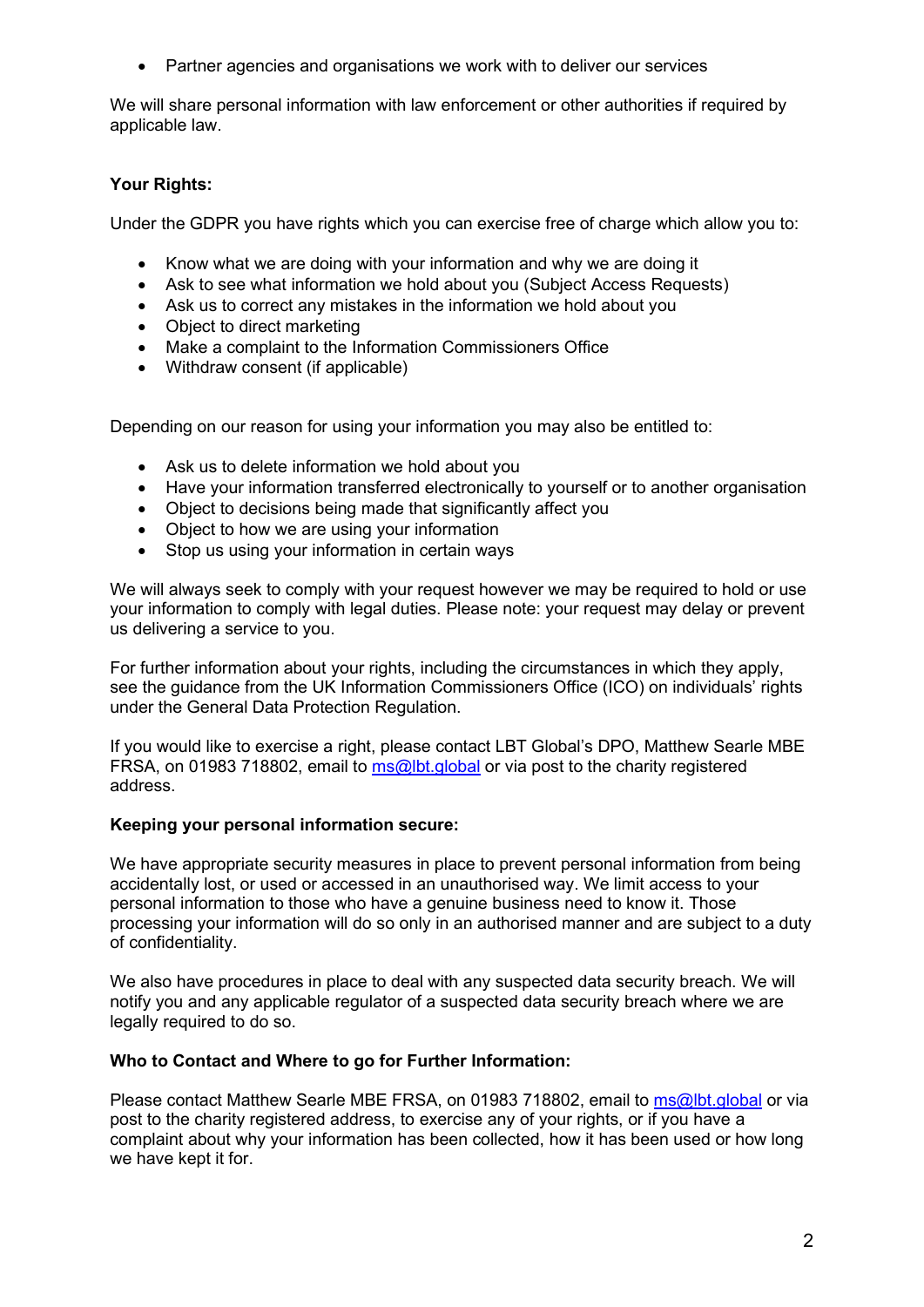- Partner agencies and organisations we work with to deliver our services

We will share personal information with law enforcement or other authorities if required by applicable law.

**Your Rights:**

Under the GDPR you have rights which you can exercise free of charge which allow you to:

- Know what we are doing with your information and why we are doing it
- Ask to see what information we hold about you (Subject Access Requests)
- Ask us to correct any mistakes in the information we hold about you
- Object to direct marketing
- Make a complaint to the Information Commissioners Office
- Withdraw consent (if applicable)

Depending on our reason for using your information you may also be entitled to:

- Ask us to delete information we hold about you
- Have your information transferred electronically to yourself or to another organisation
- Object to decisions being made that significantly affect you
- Object to how we are using your information
- Stop us using your information in certain ways

We will always seek to comply with your request however we may be required to hold or use your information to comply with legal duties. Please note: your request may delay or prevent us delivering a service to you.

For further information about your rights, including the circumstances in which they apply, see the guidance from the UK Information Commissioners Office (ICO) on individuals' rights under the General Data Protection Regulation.

If you would like to exercise a right, please contact LBT Global's DPO, Matthew Searle MBE FRSA, on 01983 718802, email to ms@lbt.global or via post to the charity registered address.

**Keeping your personal information secure:**

We have appropriate security measures in place to prevent personal information from being accidentally lost, or used or accessed in an unauthorised way. We limit access to your personal information to those who have a genuine business need to know it. Those processing your information will do so only in an authorised manner and are subject to a duty of confidentiality.

We also have procedures in place to deal with any suspected data security breach. We will notify you and any applicable regulator of a suspected data security breach where we are legally required to do so.

**Who to Contact and Where to go for Further Information:**

Please contact Matthew Searle MBE FRSA, on 01983 718802, email to ms@lbt.global or via post to the charity registered address, to exercise any of your rights, or if you have a complaint about why your information has been collected, how it has been used or how long we have kept it for.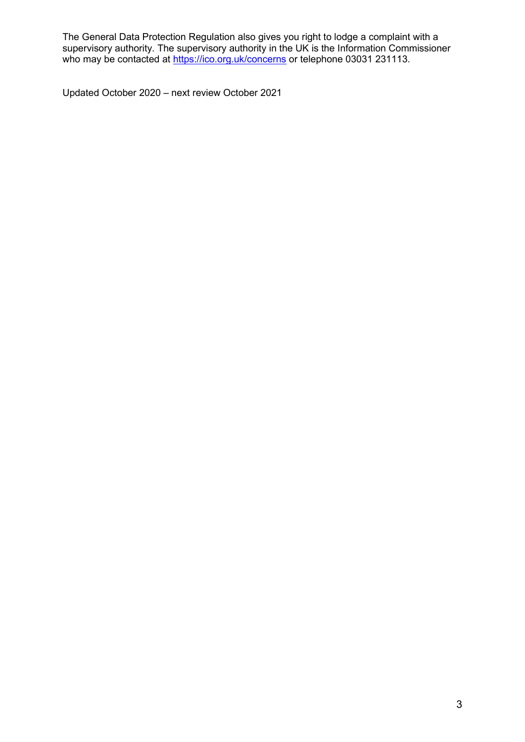The General Data Protection Regulation also gives you right to lodge a complaint with a supervisory authority. The supervisory authority in the UK is the Information Commissioner who may be contacted at https://ico.org.uk/concerns or telephone 03031 231113.

Updated October 2020 – next review October 2021